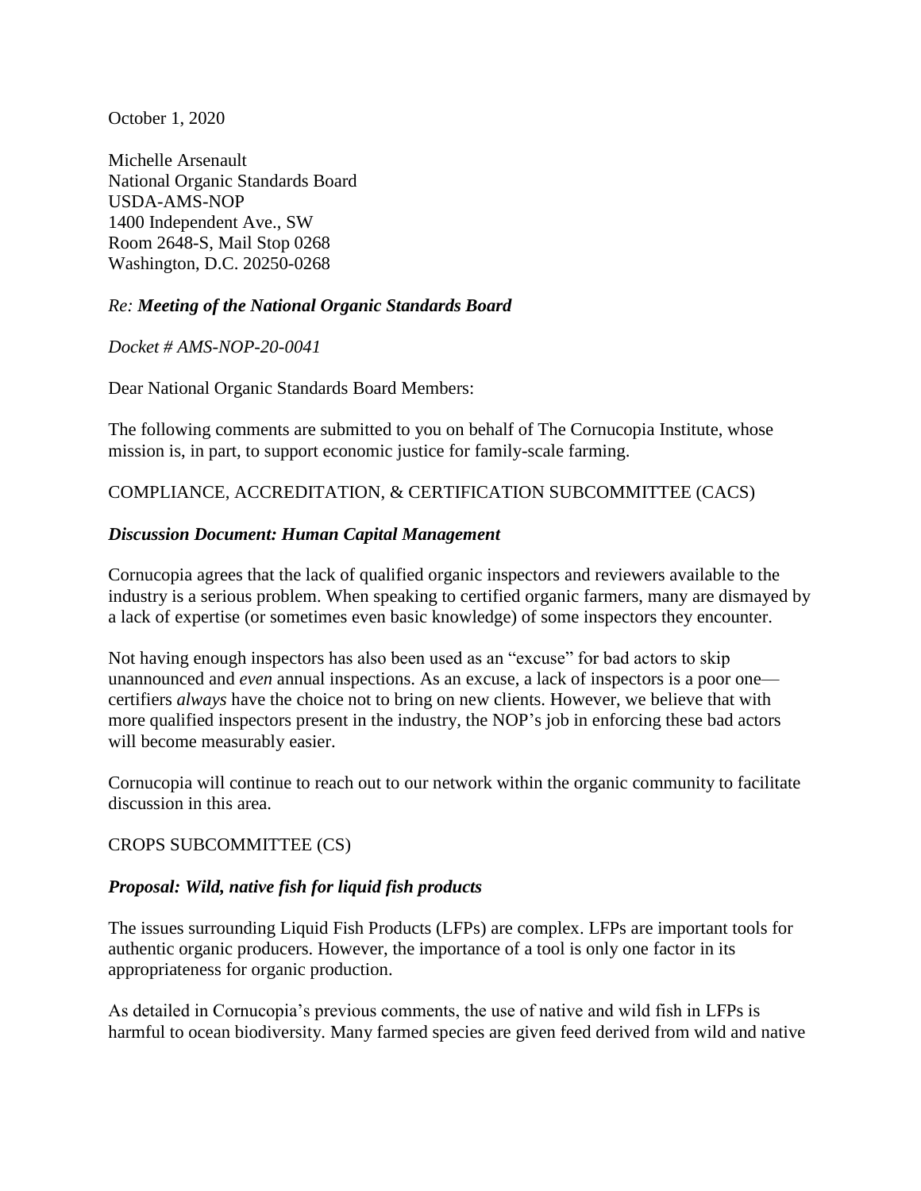October 1, 2020

Michelle Arsenault
National Organic Standards Board
USDA-AMS-NOP
1400 Independent Ave., SW
Room 2648-S, Mail Stop 0268
Washington, D.C. 20250-0268

*Re: **Meeting of the National Organic Standards Board***

*Docket # AMS-NOP-20-0041*

Dear National Organic Standards Board Members:

The following comments are submitted to you on behalf of The Cornucopia Institute, whose mission is, in part, to support economic justice for family-scale farming.

COMPLIANCE, ACCREDITATION, & CERTIFICATION SUBCOMMITTEE (CACS)

***Discussion Document: Human Capital Management***

Cornucopia agrees that the lack of qualified organic inspectors and reviewers available to the industry is a serious problem. When speaking to certified organic farmers, many are dismayed by a lack of expertise (or sometimes even basic knowledge) of some inspectors they encounter.

Not having enough inspectors has also been used as an "excuse" for bad actors to skip unannounced and *even* annual inspections. As an excuse, a lack of inspectors is a poor one—certifiers *always* have the choice not to bring on new clients. However, we believe that with more qualified inspectors present in the industry, the NOP's job in enforcing these bad actors will become measurably easier.

Cornucopia will continue to reach out to our network within the organic community to facilitate discussion in this area.

CROPS SUBCOMMITTEE (CS)

***Proposal: Wild, native fish for liquid fish products***

The issues surrounding Liquid Fish Products (LFPs) are complex. LFPs are important tools for authentic organic producers. However, the importance of a tool is only one factor in its appropriateness for organic production.

As detailed in Cornucopia's previous comments, the use of native and wild fish in LFPs is harmful to ocean biodiversity. Many farmed species are given feed derived from wild and native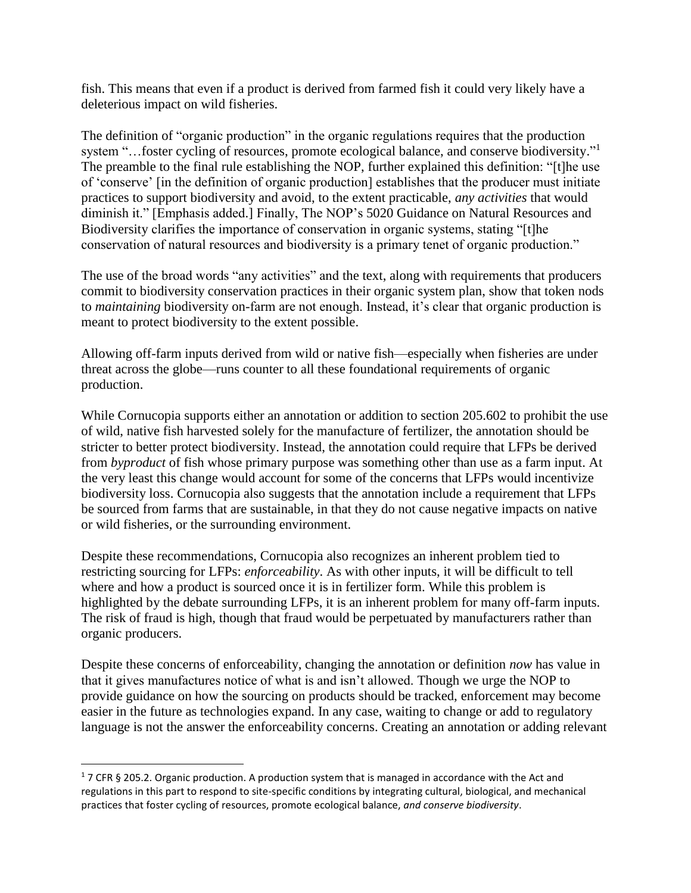fish. This means that even if a product is derived from farmed fish it could very likely have a deleterious impact on wild fisheries.

The definition of "organic production" in the organic regulations requires that the production system "…foster cycling of resources, promote ecological balance, and conserve biodiversity."[1] The preamble to the final rule establishing the NOP, further explained this definition: "[t]he use of 'conserve' [in the definition of organic production] establishes that the producer must initiate practices to support biodiversity and avoid, to the extent practicable, *any activities* that would diminish it." [Emphasis added.] Finally, The NOP's 5020 Guidance on Natural Resources and Biodiversity clarifies the importance of conservation in organic systems, stating "[t]he conservation of natural resources and biodiversity is a primary tenet of organic production."

The use of the broad words "any activities" and the text, along with requirements that producers commit to biodiversity conservation practices in their organic system plan, show that token nods to *maintaining* biodiversity on-farm are not enough. Instead, it's clear that organic production is meant to protect biodiversity to the extent possible.

Allowing off-farm inputs derived from wild or native fish—especially when fisheries are under threat across the globe—runs counter to all these foundational requirements of organic production.

While Cornucopia supports either an annotation or addition to section 205.602 to prohibit the use of wild, native fish harvested solely for the manufacture of fertilizer, the annotation should be stricter to better protect biodiversity. Instead, the annotation could require that LFPs be derived from *byproduct* of fish whose primary purpose was something other than use as a farm input. At the very least this change would account for some of the concerns that LFPs would incentivize biodiversity loss. Cornucopia also suggests that the annotation include a requirement that LFPs be sourced from farms that are sustainable, in that they do not cause negative impacts on native or wild fisheries, or the surrounding environment.

Despite these recommendations, Cornucopia also recognizes an inherent problem tied to restricting sourcing for LFPs: *enforceability*. As with other inputs, it will be difficult to tell where and how a product is sourced once it is in fertilizer form. While this problem is highlighted by the debate surrounding LFPs, it is an inherent problem for many off-farm inputs. The risk of fraud is high, though that fraud would be perpetuated by manufacturers rather than organic producers.

Despite these concerns of enforceability, changing the annotation or definition *now* has value in that it gives manufactures notice of what is and isn't allowed. Though we urge the NOP to provide guidance on how the sourcing on products should be tracked, enforcement may become easier in the future as technologies expand. In any case, waiting to change or add to regulatory language is not the answer the enforceability concerns. Creating an annotation or adding relevant

---

[1] 7 CFR § 205.2. Organic production. A production system that is managed in accordance with the Act and regulations in this part to respond to site-specific conditions by integrating cultural, biological, and mechanical practices that foster cycling of resources, promote ecological balance, *and conserve biodiversity*.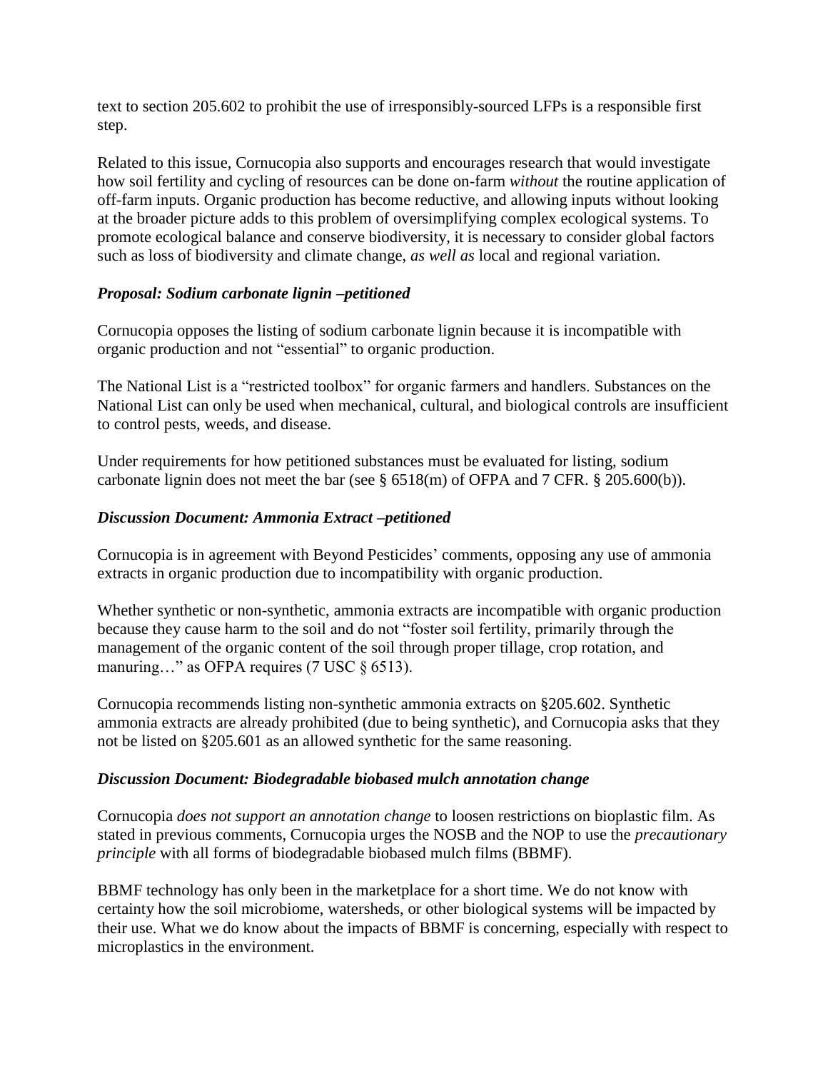text to section 205.602 to prohibit the use of irresponsibly-sourced LFPs is a responsible first step.

Related to this issue, Cornucopia also supports and encourages research that would investigate how soil fertility and cycling of resources can be done on-farm *without* the routine application of off-farm inputs. Organic production has become reductive, and allowing inputs without looking at the broader picture adds to this problem of oversimplifying complex ecological systems. To promote ecological balance and conserve biodiversity, it is necessary to consider global factors such as loss of biodiversity and climate change, *as well as* local and regional variation.

### *Proposal: Sodium carbonate lignin –petitioned*

Cornucopia opposes the listing of sodium carbonate lignin because it is incompatible with organic production and not "essential" to organic production.

The National List is a "restricted toolbox" for organic farmers and handlers. Substances on the National List can only be used when mechanical, cultural, and biological controls are insufficient to control pests, weeds, and disease.

Under requirements for how petitioned substances must be evaluated for listing, sodium carbonate lignin does not meet the bar (see § 6518(m) of OFPA and 7 CFR. § 205.600(b)).

### *Discussion Document: Ammonia Extract –petitioned*

Cornucopia is in agreement with Beyond Pesticides' comments, opposing any use of ammonia extracts in organic production due to incompatibility with organic production.

Whether synthetic or non-synthetic, ammonia extracts are incompatible with organic production because they cause harm to the soil and do not "foster soil fertility, primarily through the management of the organic content of the soil through proper tillage, crop rotation, and manuring…" as OFPA requires (7 USC § 6513).

Cornucopia recommends listing non-synthetic ammonia extracts on §205.602. Synthetic ammonia extracts are already prohibited (due to being synthetic), and Cornucopia asks that they not be listed on §205.601 as an allowed synthetic for the same reasoning.

### *Discussion Document: Biodegradable biobased mulch annotation change*

Cornucopia *does not support an annotation change* to loosen restrictions on bioplastic film. As stated in previous comments, Cornucopia urges the NOSB and the NOP to use the *precautionary principle* with all forms of biodegradable biobased mulch films (BBMF).

BBMF technology has only been in the marketplace for a short time. We do not know with certainty how the soil microbiome, watersheds, or other biological systems will be impacted by their use. What we do know about the impacts of BBMF is concerning, especially with respect to microplastics in the environment.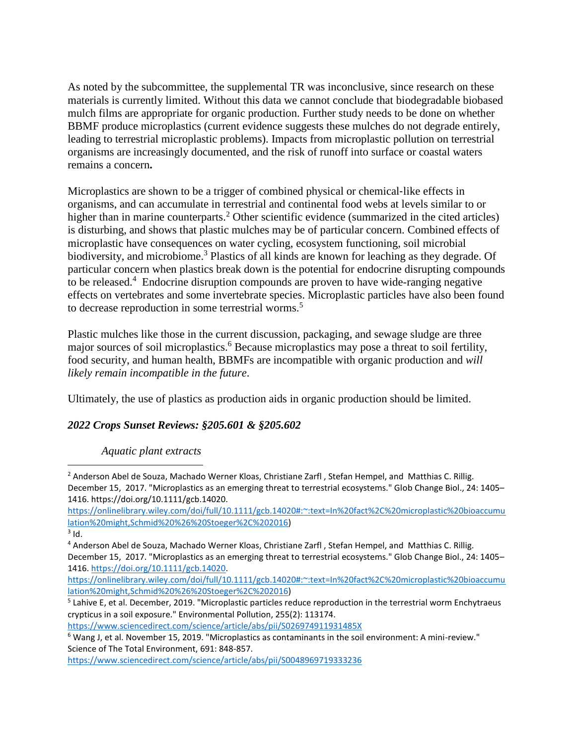As noted by the subcommittee, the supplemental TR was inconclusive, since research on these materials is currently limited. Without this data we cannot conclude that biodegradable biobased mulch films are appropriate for organic production. Further study needs to be done on whether BBMF produce microplastics (current evidence suggests these mulches do not degrade entirely, leading to terrestrial microplastic problems). Impacts from microplastic pollution on terrestrial organisms are increasingly documented, and the risk of runoff into surface or coastal waters remains a concern**.**

Microplastics are shown to be a trigger of combined physical or chemical-like effects in organisms, and can accumulate in terrestrial and continental food webs at levels similar to or higher than in marine counterparts.[2] Other scientific evidence (summarized in the cited articles) is disturbing, and shows that plastic mulches may be of particular concern. Combined effects of microplastic have consequences on water cycling, ecosystem functioning, soil microbial biodiversity, and microbiome.[3] Plastics of all kinds are known for leaching as they degrade. Of particular concern when plastics break down is the potential for endocrine disrupting compounds to be released.[4] Endocrine disruption compounds are proven to have wide-ranging negative effects on vertebrates and some invertebrate species. Microplastic particles have also been found to decrease reproduction in some terrestrial worms.[5]

Plastic mulches like those in the current discussion, packaging, and sewage sludge are three major sources of soil microplastics.[6] Because microplastics may pose a threat to soil fertility, food security, and human health, BBMFs are incompatible with organic production and *will likely remain incompatible in the future*.

Ultimately, the use of plastics as production aids in organic production should be limited.

### *2022 Crops Sunset Reviews: §205.601 & §205.602*

*Aquatic plant extracts*

---

[2] Anderson Abel de Souza, Machado Werner Kloas, Christiane Zarfl , Stefan Hempel, and Matthias C. Rillig. December 15, 2017. "Microplastics as an emerging threat to terrestrial ecosystems." Glob Change Biol., 24: 1405–1416. https://doi.org/10.1111/gcb.14020. https://onlinelibrary.wiley.com/doi/full/10.1111/gcb.14020#:~:text=In%20fact%2C%20microplastic%20bioaccumulation%20might,Schmid%20%26%20Stoeger%2C%202016)

[3] Id.

[4] Anderson Abel de Souza, Machado Werner Kloas, Christiane Zarfl , Stefan Hempel, and Matthias C. Rillig. December 15, 2017. "Microplastics as an emerging threat to terrestrial ecosystems." Glob Change Biol., 24: 1405–1416. https://doi.org/10.1111/gcb.14020. https://onlinelibrary.wiley.com/doi/full/10.1111/gcb.14020#:~:text=In%20fact%2C%20microplastic%20bioaccumulation%20might,Schmid%20%26%20Stoeger%2C%202016)

[5] Lahive E, et al. December, 2019. "Microplastic particles reduce reproduction in the terrestrial worm Enchytraeus crypticus in a soil exposure." Environmental Pollution, 255(2): 113174. https://www.sciencedirect.com/science/article/abs/pii/S026974911931485X

[6] Wang J, et al. November 15, 2019. "Microplastics as contaminants in the soil environment: A mini-review." Science of The Total Environment, 691: 848-857. https://www.sciencedirect.com/science/article/abs/pii/S0048969719333236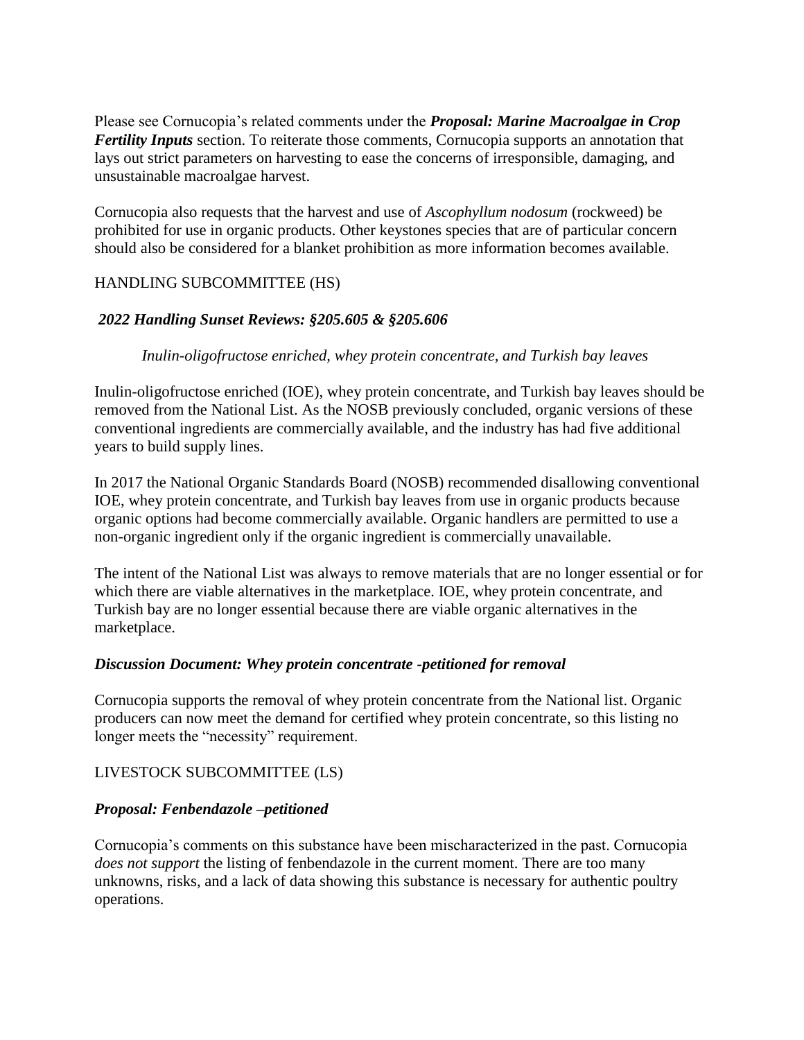Please see Cornucopia's related comments under the ***Proposal: Marine Macroalgae in Crop Fertility Inputs*** section. To reiterate those comments, Cornucopia supports an annotation that lays out strict parameters on harvesting to ease the concerns of irresponsible, damaging, and unsustainable macroalgae harvest.

Cornucopia also requests that the harvest and use of *Ascophyllum nodosum* (rockweed) be prohibited for use in organic products. Other keystones species that are of particular concern should also be considered for a blanket prohibition as more information becomes available.

## HANDLING SUBCOMMITTEE (HS)

### *2022 Handling Sunset Reviews: §205.605 & §205.606*

*Inulin-oligofructose enriched, whey protein concentrate, and Turkish bay leaves*

Inulin-oligofructose enriched (IOE), whey protein concentrate, and Turkish bay leaves should be removed from the National List. As the NOSB previously concluded, organic versions of these conventional ingredients are commercially available, and the industry has had five additional years to build supply lines.

In 2017 the National Organic Standards Board (NOSB) recommended disallowing conventional IOE, whey protein concentrate, and Turkish bay leaves from use in organic products because organic options had become commercially available. Organic handlers are permitted to use a non-organic ingredient only if the organic ingredient is commercially unavailable.

The intent of the National List was always to remove materials that are no longer essential or for which there are viable alternatives in the marketplace. IOE, whey protein concentrate, and Turkish bay are no longer essential because there are viable organic alternatives in the marketplace.

### ***Discussion Document: Whey protein concentrate -petitioned for removal***

Cornucopia supports the removal of whey protein concentrate from the National list. Organic producers can now meet the demand for certified whey protein concentrate, so this listing no longer meets the "necessity" requirement.

## LIVESTOCK SUBCOMMITTEE (LS)

### ***Proposal: Fenbendazole –petitioned***

Cornucopia's comments on this substance have been mischaracterized in the past. Cornucopia *does not support* the listing of fenbendazole in the current moment. There are too many unknowns, risks, and a lack of data showing this substance is necessary for authentic poultry operations.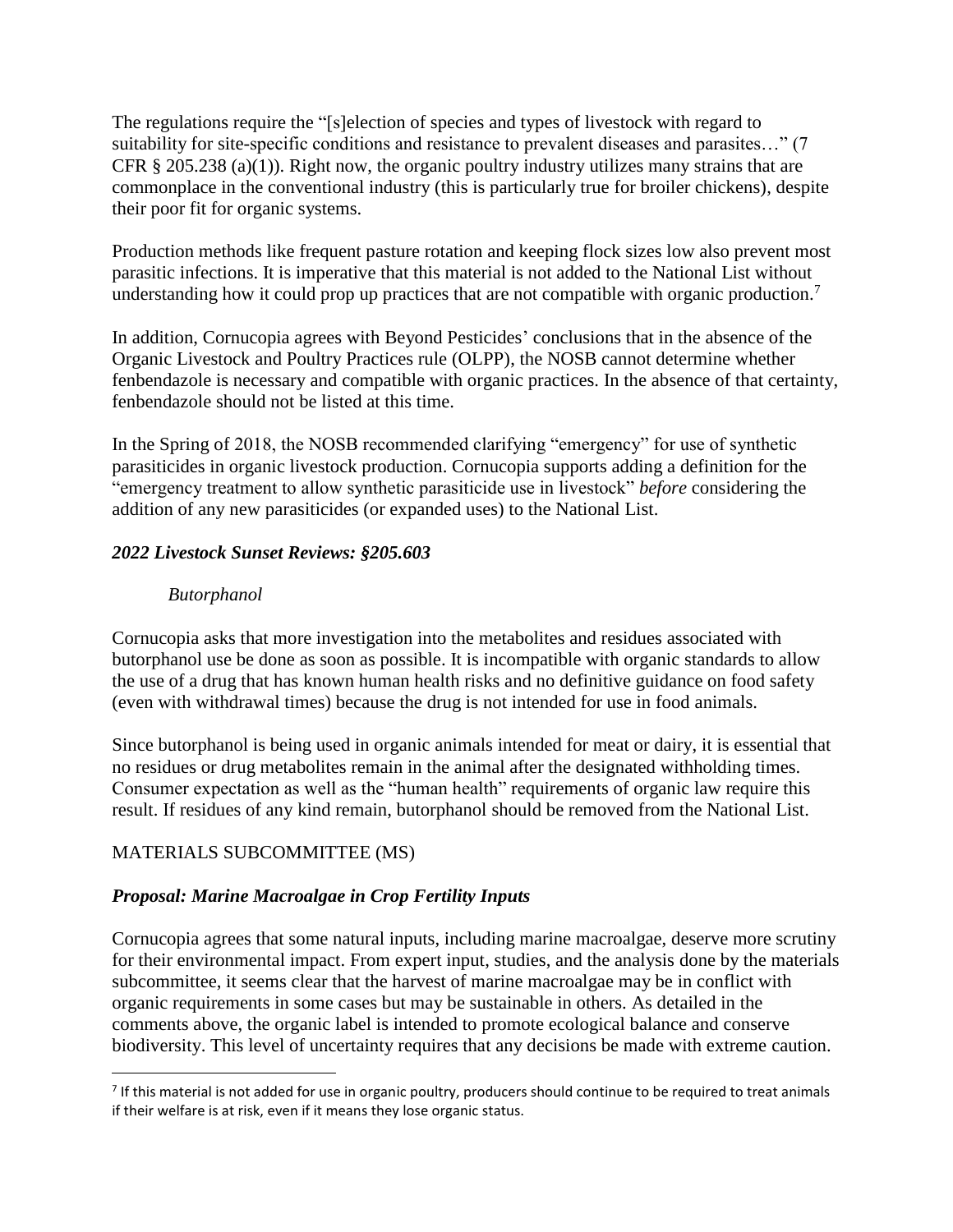The regulations require the "[s]election of species and types of livestock with regard to suitability for site-specific conditions and resistance to prevalent diseases and parasites…" (7 CFR § 205.238 (a)(1)). Right now, the organic poultry industry utilizes many strains that are commonplace in the conventional industry (this is particularly true for broiler chickens), despite their poor fit for organic systems.

Production methods like frequent pasture rotation and keeping flock sizes low also prevent most parasitic infections. It is imperative that this material is not added to the National List without understanding how it could prop up practices that are not compatible with organic production.[7]

In addition, Cornucopia agrees with Beyond Pesticides' conclusions that in the absence of the Organic Livestock and Poultry Practices rule (OLPP), the NOSB cannot determine whether fenbendazole is necessary and compatible with organic practices. In the absence of that certainty, fenbendazole should not be listed at this time.

In the Spring of 2018, the NOSB recommended clarifying "emergency" for use of synthetic parasiticides in organic livestock production. Cornucopia supports adding a definition for the "emergency treatment to allow synthetic parasiticide use in livestock" *before* considering the addition of any new parasiticides (or expanded uses) to the National List.

### *2022 Livestock Sunset Reviews: §205.603*

#### *Butorphanol*

Cornucopia asks that more investigation into the metabolites and residues associated with butorphanol use be done as soon as possible. It is incompatible with organic standards to allow the use of a drug that has known human health risks and no definitive guidance on food safety (even with withdrawal times) because the drug is not intended for use in food animals.

Since butorphanol is being used in organic animals intended for meat or dairy, it is essential that no residues or drug metabolites remain in the animal after the designated withholding times. Consumer expectation as well as the "human health" requirements of organic law require this result. If residues of any kind remain, butorphanol should be removed from the National List.

## MATERIALS SUBCOMMITTEE (MS)

### *Proposal: Marine Macroalgae in Crop Fertility Inputs*

Cornucopia agrees that some natural inputs, including marine macroalgae, deserve more scrutiny for their environmental impact. From expert input, studies, and the analysis done by the materials subcommittee, it seems clear that the harvest of marine macroalgae may be in conflict with organic requirements in some cases but may be sustainable in others. As detailed in the comments above, the organic label is intended to promote ecological balance and conserve biodiversity. This level of uncertainty requires that any decisions be made with extreme caution.

---

[7] If this material is not added for use in organic poultry, producers should continue to be required to treat animals if their welfare is at risk, even if it means they lose organic status.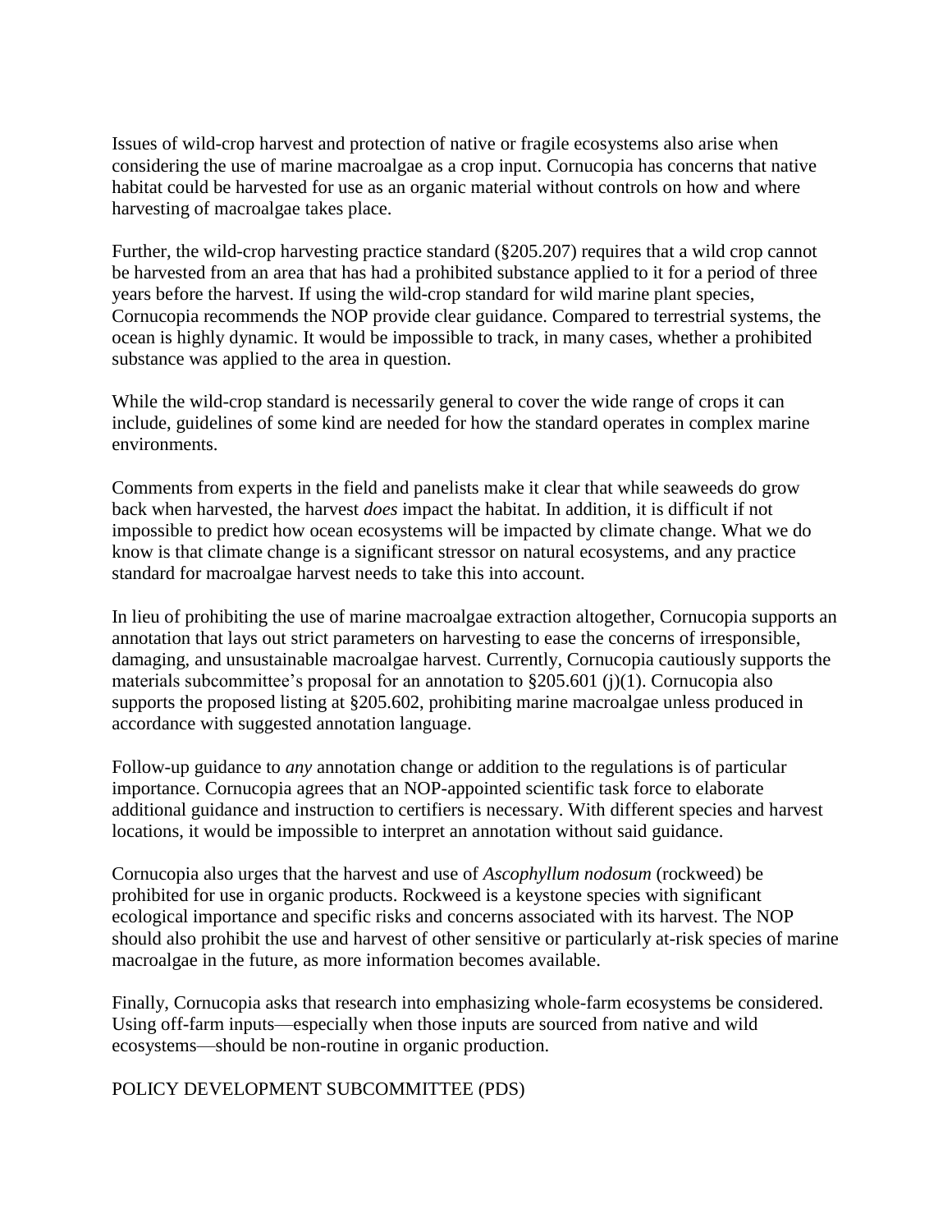Issues of wild-crop harvest and protection of native or fragile ecosystems also arise when considering the use of marine macroalgae as a crop input. Cornucopia has concerns that native habitat could be harvested for use as an organic material without controls on how and where harvesting of macroalgae takes place.

Further, the wild-crop harvesting practice standard (§205.207) requires that a wild crop cannot be harvested from an area that has had a prohibited substance applied to it for a period of three years before the harvest. If using the wild-crop standard for wild marine plant species, Cornucopia recommends the NOP provide clear guidance. Compared to terrestrial systems, the ocean is highly dynamic. It would be impossible to track, in many cases, whether a prohibited substance was applied to the area in question.

While the wild-crop standard is necessarily general to cover the wide range of crops it can include, guidelines of some kind are needed for how the standard operates in complex marine environments.

Comments from experts in the field and panelists make it clear that while seaweeds do grow back when harvested, the harvest *does* impact the habitat. In addition, it is difficult if not impossible to predict how ocean ecosystems will be impacted by climate change. What we do know is that climate change is a significant stressor on natural ecosystems, and any practice standard for macroalgae harvest needs to take this into account.

In lieu of prohibiting the use of marine macroalgae extraction altogether, Cornucopia supports an annotation that lays out strict parameters on harvesting to ease the concerns of irresponsible, damaging, and unsustainable macroalgae harvest. Currently, Cornucopia cautiously supports the materials subcommittee's proposal for an annotation to §205.601 (j)(1). Cornucopia also supports the proposed listing at §205.602, prohibiting marine macroalgae unless produced in accordance with suggested annotation language.

Follow-up guidance to *any* annotation change or addition to the regulations is of particular importance. Cornucopia agrees that an NOP-appointed scientific task force to elaborate additional guidance and instruction to certifiers is necessary. With different species and harvest locations, it would be impossible to interpret an annotation without said guidance.

Cornucopia also urges that the harvest and use of *Ascophyllum nodosum* (rockweed) be prohibited for use in organic products. Rockweed is a keystone species with significant ecological importance and specific risks and concerns associated with its harvest. The NOP should also prohibit the use and harvest of other sensitive or particularly at-risk species of marine macroalgae in the future, as more information becomes available.

Finally, Cornucopia asks that research into emphasizing whole-farm ecosystems be considered. Using off-farm inputs—especially when those inputs are sourced from native and wild ecosystems—should be non-routine in organic production.

POLICY DEVELOPMENT SUBCOMMITTEE (PDS)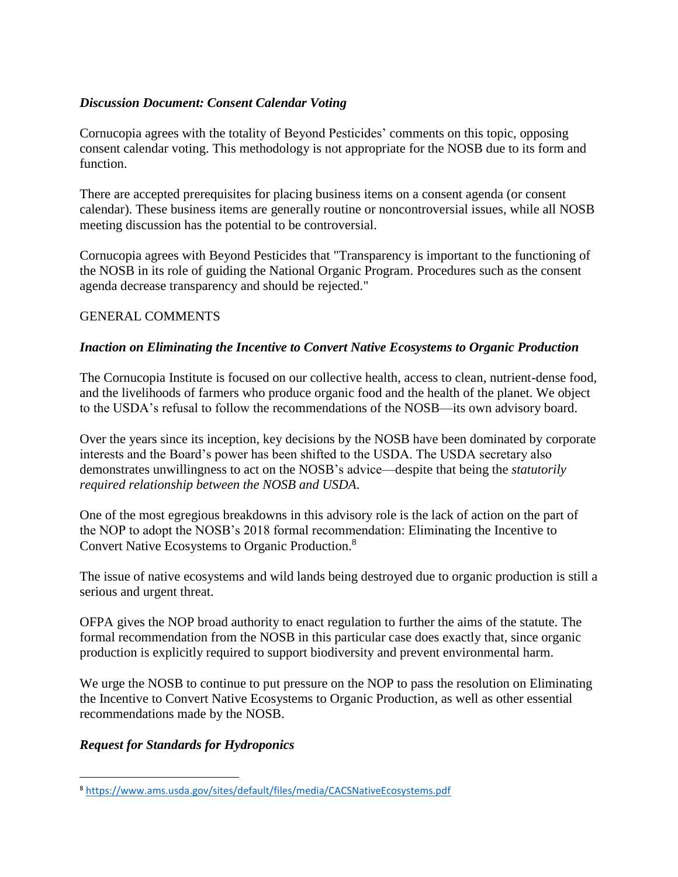### *Discussion Document: Consent Calendar Voting*

Cornucopia agrees with the totality of Beyond Pesticides' comments on this topic, opposing consent calendar voting. This methodology is not appropriate for the NOSB due to its form and function.

There are accepted prerequisites for placing business items on a consent agenda (or consent calendar). These business items are generally routine or noncontroversial issues, while all NOSB meeting discussion has the potential to be controversial.

Cornucopia agrees with Beyond Pesticides that "Transparency is important to the functioning of the NOSB in its role of guiding the National Organic Program. Procedures such as the consent agenda decrease transparency and should be rejected."

## GENERAL COMMENTS

### *Inaction on Eliminating the Incentive to Convert Native Ecosystems to Organic Production*

The Cornucopia Institute is focused on our collective health, access to clean, nutrient-dense food, and the livelihoods of farmers who produce organic food and the health of the planet. We object to the USDA's refusal to follow the recommendations of the NOSB—its own advisory board.

Over the years since its inception, key decisions by the NOSB have been dominated by corporate interests and the Board's power has been shifted to the USDA. The USDA secretary also demonstrates unwillingness to act on the NOSB's advice—despite that being the *statutorily required relationship between the NOSB and USDA.*

One of the most egregious breakdowns in this advisory role is the lack of action on the part of the NOP to adopt the NOSB's 2018 formal recommendation: Eliminating the Incentive to Convert Native Ecosystems to Organic Production.[8]

The issue of native ecosystems and wild lands being destroyed due to organic production is still a serious and urgent threat.

OFPA gives the NOP broad authority to enact regulation to further the aims of the statute. The formal recommendation from the NOSB in this particular case does exactly that, since organic production is explicitly required to support biodiversity and prevent environmental harm.

We urge the NOSB to continue to put pressure on the NOP to pass the resolution on Eliminating the Incentive to Convert Native Ecosystems to Organic Production, as well as other essential recommendations made by the NOSB.

### *Request for Standards for Hydroponics*

---

[8] https://www.ams.usda.gov/sites/default/files/media/CACSNativeEcosystems.pdf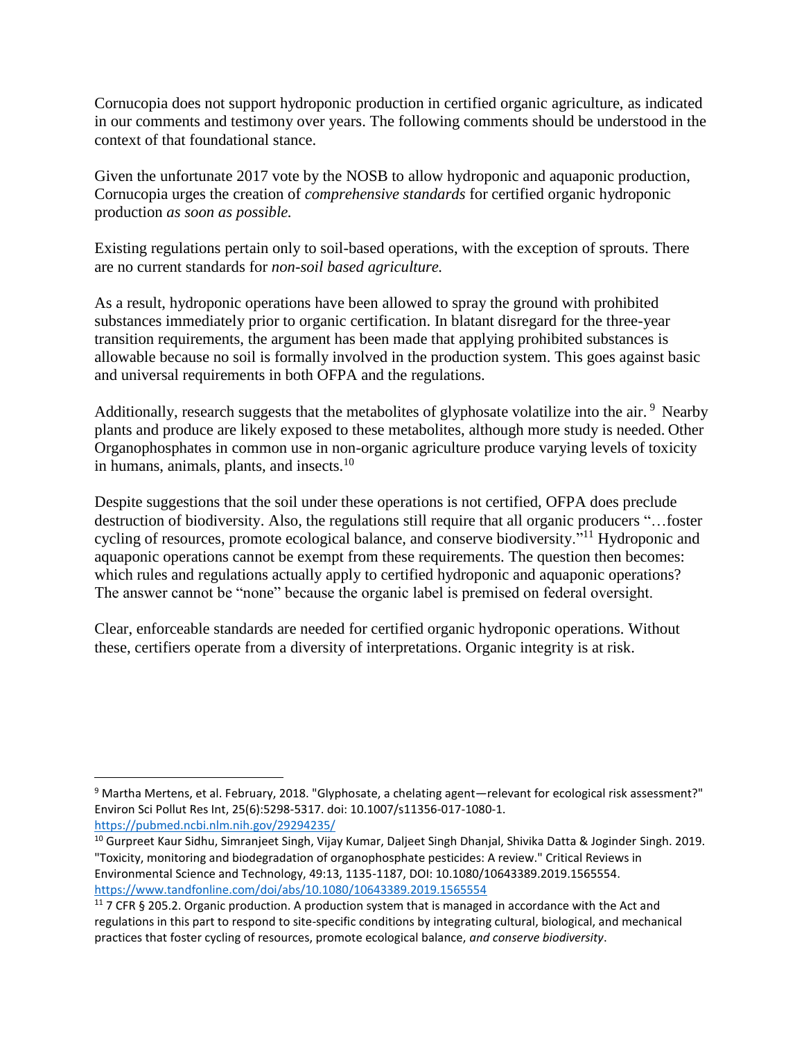Cornucopia does not support hydroponic production in certified organic agriculture, as indicated in our comments and testimony over years. The following comments should be understood in the context of that foundational stance.

Given the unfortunate 2017 vote by the NOSB to allow hydroponic and aquaponic production, Cornucopia urges the creation of *comprehensive standards* for certified organic hydroponic production *as soon as possible.*

Existing regulations pertain only to soil-based operations, with the exception of sprouts. There are no current standards for *non-soil based agriculture.*

As a result, hydroponic operations have been allowed to spray the ground with prohibited substances immediately prior to organic certification. In blatant disregard for the three-year transition requirements, the argument has been made that applying prohibited substances is allowable because no soil is formally involved in the production system. This goes against basic and universal requirements in both OFPA and the regulations.

Additionally, research suggests that the metabolites of glyphosate volatilize into the air.[9] Nearby plants and produce are likely exposed to these metabolites, although more study is needed. Other Organophosphates in common use in non-organic agriculture produce varying levels of toxicity in humans, animals, plants, and insects.[10]

Despite suggestions that the soil under these operations is not certified, OFPA does preclude destruction of biodiversity. Also, the regulations still require that all organic producers "…foster cycling of resources, promote ecological balance, and conserve biodiversity."[11] Hydroponic and aquaponic operations cannot be exempt from these requirements. The question then becomes: which rules and regulations actually apply to certified hydroponic and aquaponic operations? The answer cannot be "none" because the organic label is premised on federal oversight.

Clear, enforceable standards are needed for certified organic hydroponic operations. Without these, certifiers operate from a diversity of interpretations. Organic integrity is at risk.

---

[9] Martha Mertens, et al. February, 2018. "Glyphosate, a chelating agent—relevant for ecological risk assessment?" Environ Sci Pollut Res Int, 25(6):5298-5317. doi: 10.1007/s11356-017-1080-1. https://pubmed.ncbi.nlm.nih.gov/29294235/

[10] Gurpreet Kaur Sidhu, Simranjeet Singh, Vijay Kumar, Daljeet Singh Dhanjal, Shivika Datta & Joginder Singh. 2019. "Toxicity, monitoring and biodegradation of organophosphate pesticides: A review." Critical Reviews in Environmental Science and Technology, 49:13, 1135-1187, DOI: 10.1080/10643389.2019.1565554. https://www.tandfonline.com/doi/abs/10.1080/10643389.2019.1565554

[11] 7 CFR § 205.2. Organic production. A production system that is managed in accordance with the Act and regulations in this part to respond to site-specific conditions by integrating cultural, biological, and mechanical practices that foster cycling of resources, promote ecological balance, *and conserve biodiversity*.